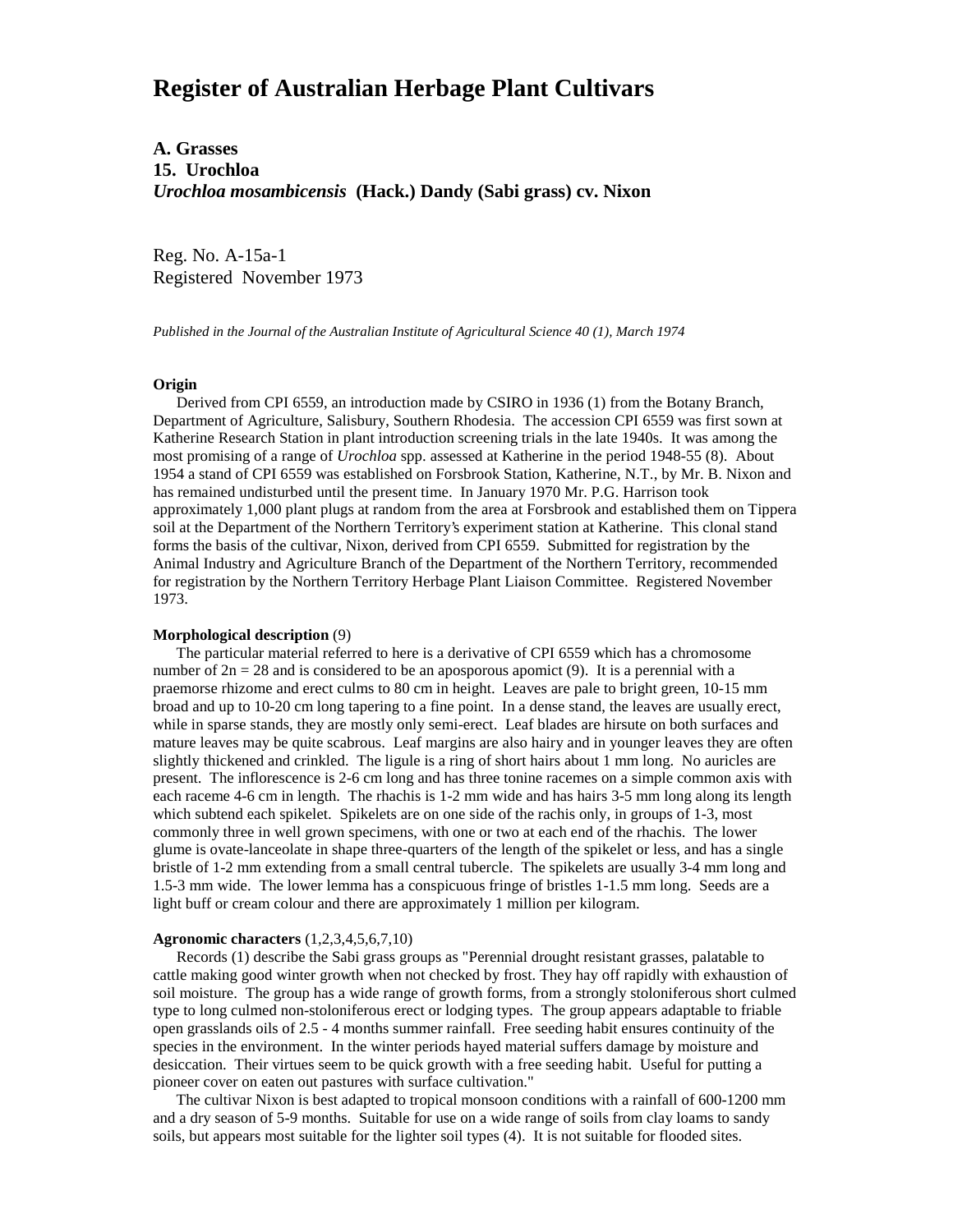# Register of Australian Herbage Plant Cultivars

## A. Grasses
## 15. Urochloa
## *Urochloa mosambicensis* (Hack.) Dandy (Sabi grass) cv. Nixon

Reg. No. A-15a-1
Registered November 1973

*Published in the Journal of the Australian Institute of Agricultural Science 40 (1), March 1974*

**Origin**

Derived from CPI 6559, an introduction made by CSIRO in 1936 (1) from the Botany Branch, Department of Agriculture, Salisbury, Southern Rhodesia. The accession CPI 6559 was first sown at Katherine Research Station in plant introduction screening trials in the late 1940s. It was among the most promising of a range of *Urochloa* spp. assessed at Katherine in the period 1948-55 (8). About 1954 a stand of CPI 6559 was established on Forsbrook Station, Katherine, N.T., by Mr. B. Nixon and has remained undisturbed until the present time. In January 1970 Mr. P.G. Harrison took approximately 1,000 plant plugs at random from the area at Forsbrook and established them on Tippera soil at the Department of the Northern Territory's experiment station at Katherine. This clonal stand forms the basis of the cultivar, Nixon, derived from CPI 6559. Submitted for registration by the Animal Industry and Agriculture Branch of the Department of the Northern Territory, recommended for registration by the Northern Territory Herbage Plant Liaison Committee. Registered November 1973.

**Morphological description** (9)

The particular material referred to here is a derivative of CPI 6559 which has a chromosome number of $2n = 28$ and is considered to be an aposporous apomict (9). It is a perennial with a praemorse rhizome and erect culms to 80 cm in height. Leaves are pale to bright green, 10-15 mm broad and up to 10-20 cm long tapering to a fine point. In a dense stand, the leaves are usually erect, while in sparse stands, they are mostly only semi-erect. Leaf blades are hirsute on both surfaces and mature leaves may be quite scabrous. Leaf margins are also hairy and in younger leaves they are often slightly thickened and crinkled. The ligule is a ring of short hairs about 1 mm long. No auricles are present. The inflorescence is 2-6 cm long and has three tonine racemes on a simple common axis with each raceme 4-6 cm in length. The rhachis is 1-2 mm wide and has hairs 3-5 mm long along its length which subtend each spikelet. Spikelets are on one side of the rachis only, in groups of 1-3, most commonly three in well grown specimens, with one or two at each end of the rhachis. The lower glume is ovate-lanceolate in shape three-quarters of the length of the spikelet or less, and has a single bristle of 1-2 mm extending from a small central tubercle. The spikelets are usually 3-4 mm long and 1.5-3 mm wide. The lower lemma has a conspicuous fringe of bristles 1-1.5 mm long. Seeds are a light buff or cream colour and there are approximately 1 million per kilogram.

**Agronomic characters** (1,2,3,4,5,6,7,10)

Records (1) describe the Sabi grass groups as "Perennial drought resistant grasses, palatable to cattle making good winter growth when not checked by frost. They hay off rapidly with exhaustion of soil moisture. The group has a wide range of growth forms, from a strongly stoloniferous short culmed type to long culmed non-stoloniferous erect or lodging types. The group appears adaptable to friable open grasslands oils of 2.5 - 4 months summer rainfall. Free seeding habit ensures continuity of the species in the environment. In the winter periods hayed material suffers damage by moisture and desiccation. Their virtues seem to be quick growth with a free seeding habit. Useful for putting a pioneer cover on eaten out pastures with surface cultivation."

The cultivar Nixon is best adapted to tropical monsoon conditions with a rainfall of 600-1200 mm and a dry season of 5-9 months. Suitable for use on a wide range of soils from clay loams to sandy soils, but appears most suitable for the lighter soil types (4). It is not suitable for flooded sites.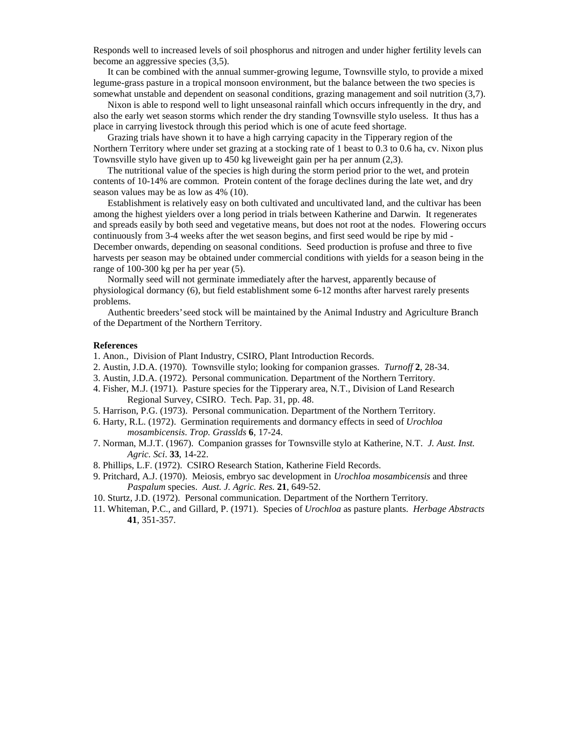Responds well to increased levels of soil phosphorus and nitrogen and under higher fertility levels can become an aggressive species (3,5).

It can be combined with the annual summer-growing legume, Townsville stylo, to provide a mixed legume-grass pasture in a tropical monsoon environment, but the balance between the two species is somewhat unstable and dependent on seasonal conditions, grazing management and soil nutrition (3,7).

Nixon is able to respond well to light unseasonal rainfall which occurs infrequently in the dry, and also the early wet season storms which render the dry standing Townsville stylo useless. It thus has a place in carrying livestock through this period which is one of acute feed shortage.

Grazing trials have shown it to have a high carrying capacity in the Tipperary region of the Northern Territory where under set grazing at a stocking rate of 1 beast to 0.3 to 0.6 ha, cv. Nixon plus Townsville stylo have given up to 450 kg liveweight gain per ha per annum (2,3).

The nutritional value of the species is high during the storm period prior to the wet, and protein contents of 10-14% are common. Protein content of the forage declines during the late wet, and dry season values may be as low as 4% (10).

Establishment is relatively easy on both cultivated and uncultivated land, and the cultivar has been among the highest yielders over a long period in trials between Katherine and Darwin. It regenerates and spreads easily by both seed and vegetative means, but does not root at the nodes. Flowering occurs continuously from 3-4 weeks after the wet season begins, and first seed would be ripe by mid - December onwards, depending on seasonal conditions. Seed production is profuse and three to five harvests per season may be obtained under commercial conditions with yields for a season being in the range of 100-300 kg per ha per year (5).

Normally seed will not germinate immediately after the harvest, apparently because of physiological dormancy (6), but field establishment some 6-12 months after harvest rarely presents problems.

Authentic breeders' seed stock will be maintained by the Animal Industry and Agriculture Branch of the Department of the Northern Territory.

**References**

1. Anon., Division of Plant Industry, CSIRO, Plant Introduction Records.
2. Austin, J.D.A. (1970). Townsville stylo; looking for companion grasses. *Turnoff* **2**, 28-34.
3. Austin, J.D.A. (1972). Personal communication. Department of the Northern Territory.
4. Fisher, M.J. (1971). Pasture species for the Tipperary area, N.T., Division of Land Research Regional Survey, CSIRO. Tech. Pap. 31, pp. 48.
5. Harrison, P.G. (1973). Personal communication. Department of the Northern Territory.
6. Harty, R.L. (1972). Germination requirements and dormancy effects in seed of *Urochloa mosambicensis*. *Trop. Grasslds* **6**, 17-24.
7. Norman, M.J.T. (1967). Companion grasses for Townsville stylo at Katherine, N.T. *J. Aust. Inst. Agric. Sci*. **33**, 14-22.
8. Phillips, L.F. (1972). CSIRO Research Station, Katherine Field Records.
9. Pritchard, A.J. (1970). Meiosis, embryo sac development in *Urochloa mosambicensis* and three *Paspalum* species. *Aust. J. Agric. Res.* **21**, 649-52.
10. Sturtz, J.D. (1972). Personal communication. Department of the Northern Territory.
11. Whiteman, P.C., and Gillard, P. (1971). Species of *Urochloa* as pasture plants. *Herbage Abstracts* **41**, 351-357.